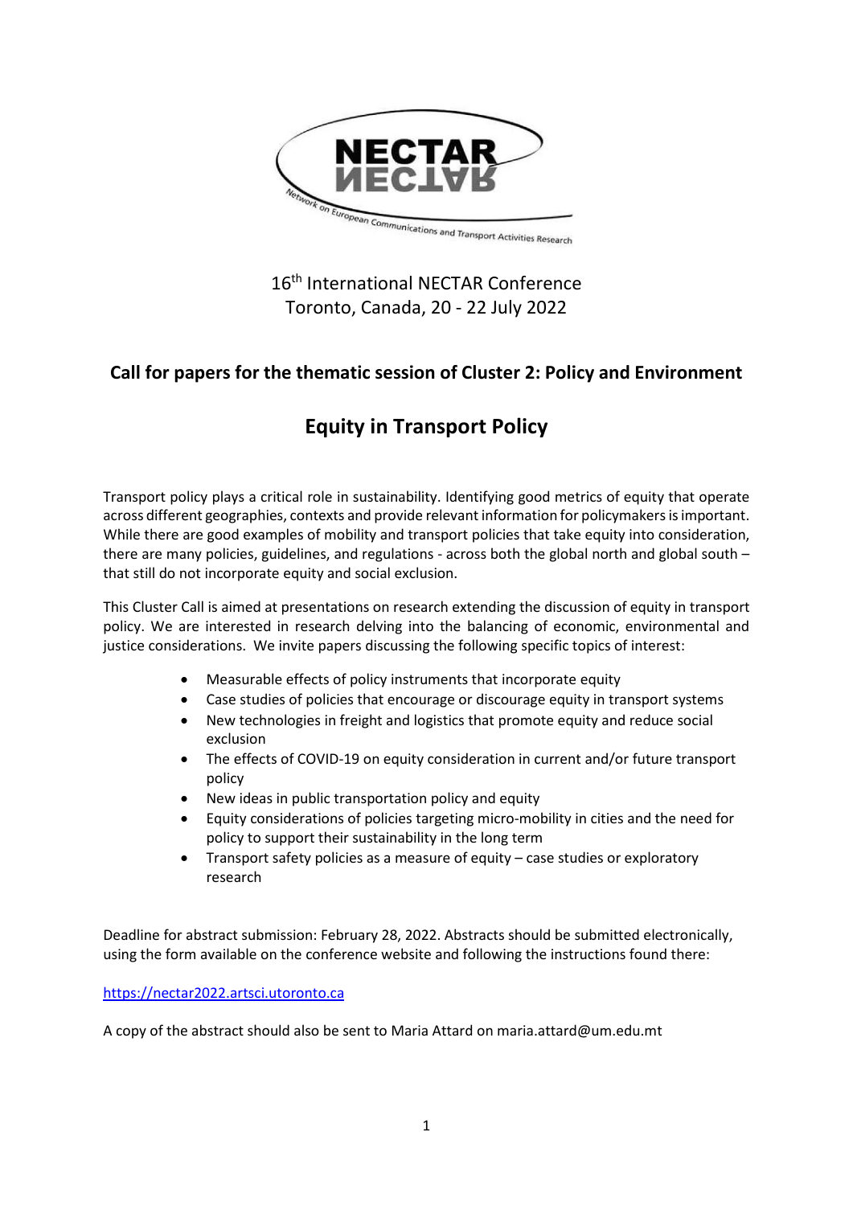NECTAR

Network on European Communications and Transport Activities Research

16th International NECTAR Conference
Toronto, Canada, 20 - 22 July 2022

## Call for papers for the thematic session of Cluster 2: Policy and Environment

# Equity in Transport Policy

Transport policy plays a critical role in sustainability. Identifying good metrics of equity that operate across different geographies, contexts and provide relevant information for policymakers is important. While there are good examples of mobility and transport policies that take equity into consideration, there are many policies, guidelines, and regulations - across both the global north and global south – that still do not incorporate equity and social exclusion.

This Cluster Call is aimed at presentations on research extending the discussion of equity in transport policy. We are interested in research delving into the balancing of economic, environmental and justice considerations. We invite papers discussing the following specific topics of interest:

- Measurable effects of policy instruments that incorporate equity
- Case studies of policies that encourage or discourage equity in transport systems
- New technologies in freight and logistics that promote equity and reduce social exclusion
- The effects of COVID-19 on equity consideration in current and/or future transport policy
- New ideas in public transportation policy and equity
- Equity considerations of policies targeting micro-mobility in cities and the need for policy to support their sustainability in the long term
- Transport safety policies as a measure of equity – case studies or exploratory research

Deadline for abstract submission: February 28, 2022. Abstracts should be submitted electronically, using the form available on the conference website and following the instructions found there:

https://nectar2022.artsci.utoronto.ca

A copy of the abstract should also be sent to Maria Attard on maria.attard@um.edu.mt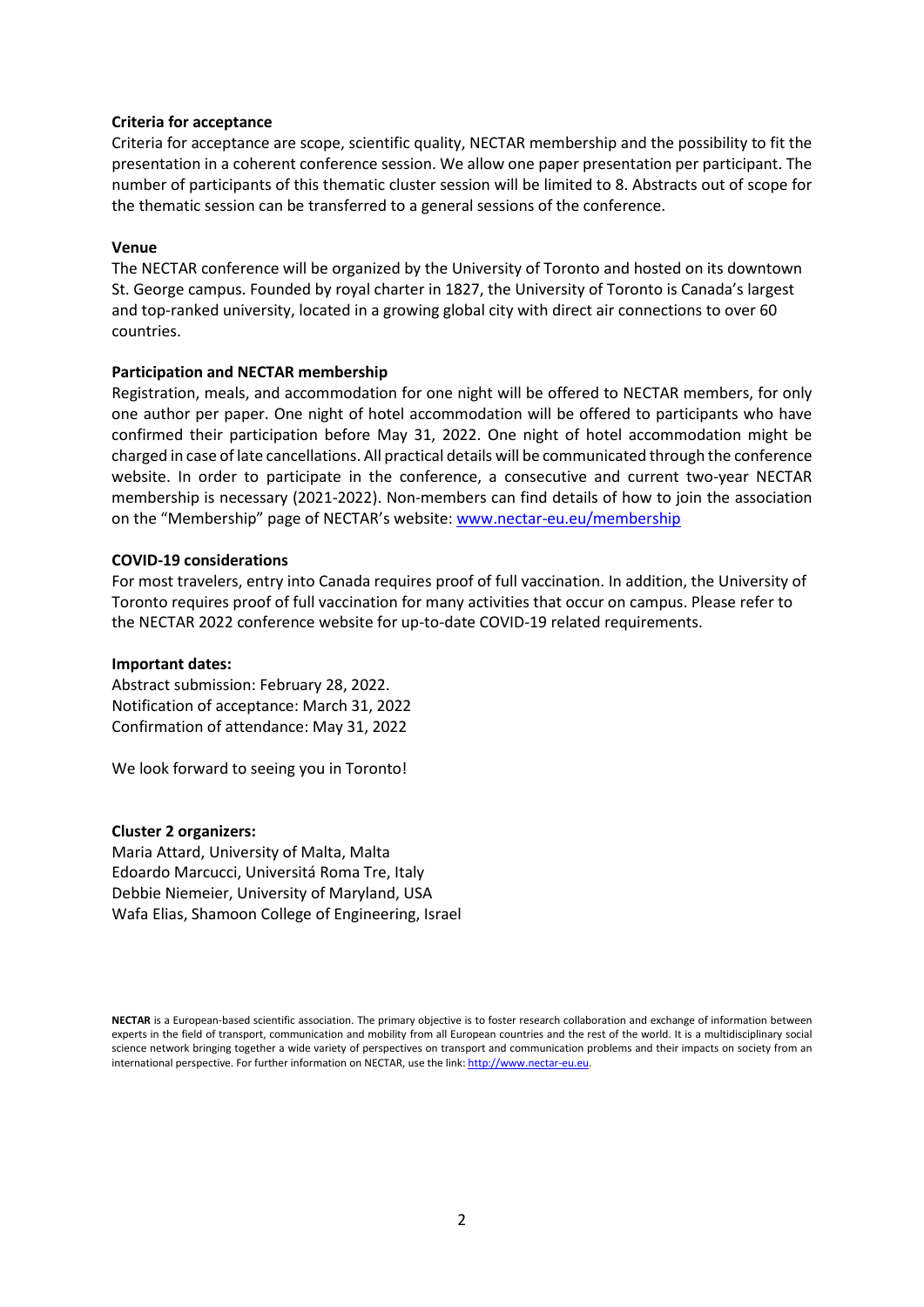**Criteria for acceptance**

Criteria for acceptance are scope, scientific quality, NECTAR membership and the possibility to fit the presentation in a coherent conference session. We allow one paper presentation per participant. The number of participants of this thematic cluster session will be limited to 8. Abstracts out of scope for the thematic session can be transferred to a general sessions of the conference.

**Venue**

The NECTAR conference will be organized by the University of Toronto and hosted on its downtown St. George campus. Founded by royal charter in 1827, the University of Toronto is Canada's largest and top-ranked university, located in a growing global city with direct air connections to over 60 countries.

**Participation and NECTAR membership**

Registration, meals, and accommodation for one night will be offered to NECTAR members, for only one author per paper. One night of hotel accommodation will be offered to participants who have confirmed their participation before May 31, 2022. One night of hotel accommodation might be charged in case of late cancellations. All practical details will be communicated through the conference website. In order to participate in the conference, a consecutive and current two-year NECTAR membership is necessary (2021-2022). Non-members can find details of how to join the association on the "Membership" page of NECTAR's website: [www.nectar-eu.eu/membership](http://www.nectar-eu.eu/membership)

**COVID-19 considerations**

For most travelers, entry into Canada requires proof of full vaccination. In addition, the University of Toronto requires proof of full vaccination for many activities that occur on campus. Please refer to the NECTAR 2022 conference website for up-to-date COVID-19 related requirements.

**Important dates:**

Abstract submission: February 28, 2022.
Notification of acceptance: March 31, 2022
Confirmation of attendance: May 31, 2022

We look forward to seeing you in Toronto!

**Cluster 2 organizers:**

Maria Attard, University of Malta, Malta
Edoardo Marcucci, Universitá Roma Tre, Italy
Debbie Niemeier, University of Maryland, USA
Wafa Elias, Shamoon College of Engineering, Israel

**NECTAR** is a European-based scientific association. The primary objective is to foster research collaboration and exchange of information between experts in the field of transport, communication and mobility from all European countries and the rest of the world. It is a multidisciplinary social science network bringing together a wide variety of perspectives on transport and communication problems and their impacts on society from an international perspective. For further information on NECTAR, use the link: [http://www.nectar-eu.eu](http://www.nectar-eu.eu).